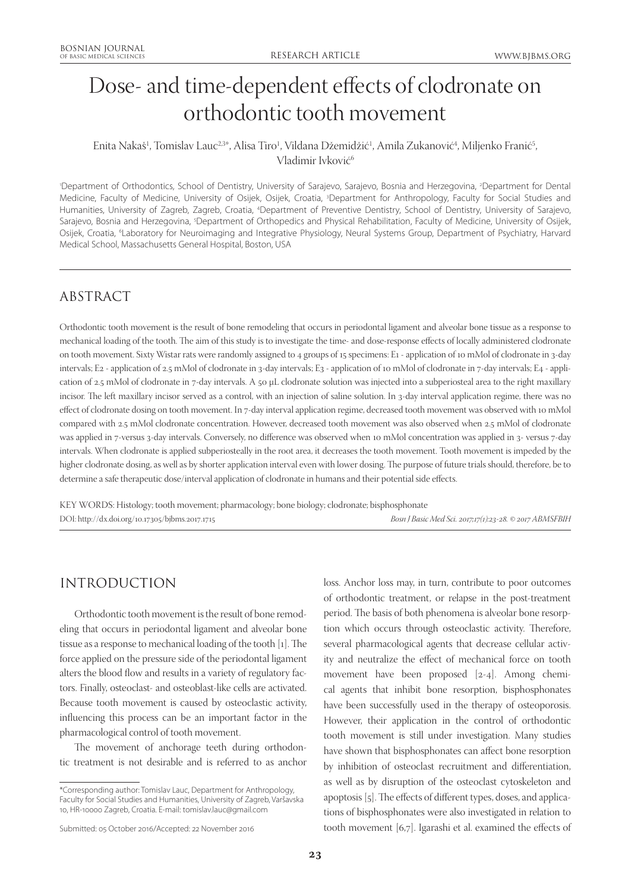# Dose- and time-dependent effects of clodronate on orthodontic tooth movement

Enita Nakaš[1], Tomislav Lauc[2,3*], Alisa Tiro[1], Vildana Džemidžić[1], Amila Zukanović[4], Miljenko Franić[5], Vladimir Ivković[6]

[1]Department of Orthodontics, School of Dentistry, University of Sarajevo, Sarajevo, Bosnia and Herzegovina, [2]Department for Dental Medicine, Faculty of Medicine, University of Osijek, Osijek, Croatia, [3]Department for Anthropology, Faculty for Social Studies and Humanities, University of Zagreb, Zagreb, Croatia, [4]Department of Preventive Dentistry, School of Dentistry, University of Sarajevo, Sarajevo, Bosnia and Herzegovina, [5]Department of Orthopedics and Physical Rehabilitation, Faculty of Medicine, University of Osijek, Osijek, Croatia, [6]Laboratory for Neuroimaging and Integrative Physiology, Neural Systems Group, Department of Psychiatry, Harvard Medical School, Massachusetts General Hospital, Boston, USA

## ABSTRACT

Orthodontic tooth movement is the result of bone remodeling that occurs in periodontal ligament and alveolar bone tissue as a response to mechanical loading of the tooth. The aim of this study is to investigate the time- and dose-response effects of locally administered clodronate on tooth movement. Sixty Wistar rats were randomly assigned to 4 groups of 15 specimens: E1 - application of 10 mMol of clodronate in 3-day intervals; E2 - application of 2.5 mMol of clodronate in 3-day intervals; E3 - application of 10 mMol of clodronate in 7-day intervals; E4 - application of 2.5 mMol of clodronate in 7-day intervals. A 50 μL clodronate solution was injected into a subperiosteal area to the right maxillary incisor. The left maxillary incisor served as a control, with an injection of saline solution. In 3-day interval application regime, there was no effect of clodronate dosing on tooth movement. In 7-day interval application regime, decreased tooth movement was observed with 10 mMol compared with 2.5 mMol clodronate concentration. However, decreased tooth movement was also observed when 2.5 mMol of clodronate was applied in 7-versus 3-day intervals. Conversely, no difference was observed when 10 mMol concentration was applied in 3- versus 7-day intervals. When clodronate is applied subperiosteally in the root area, it decreases the tooth movement. Tooth movement is impeded by the higher clodronate dosing, as well as by shorter application interval even with lower dosing. The purpose of future trials should, therefore, be to determine a safe therapeutic dose/interval application of clodronate in humans and their potential side effects.

KEY WORDS: Histology; tooth movement; pharmacology; bone biology; clodronate; bisphosphonate

DOI: http://dx.doi.org/10.17305/bjbms.2017.1715

*Bosn J Basic Med Sci. 2017;17(1):23-28. © 2017 ABMSFBIH*

## INTRODUCTION

Orthodontic tooth movement is the result of bone remodeling that occurs in periodontal ligament and alveolar bone tissue as a response to mechanical loading of the tooth [1]. The force applied on the pressure side of the periodontal ligament alters the blood flow and results in a variety of regulatory factors. Finally, osteoclast- and osteoblast-like cells are activated. Because tooth movement is caused by osteoclastic activity, influencing this process can be an important factor in the pharmacological control of tooth movement.

The movement of anchorage teeth during orthodontic treatment is not desirable and is referred to as anchor loss. Anchor loss may, in turn, contribute to poor outcomes of orthodontic treatment, or relapse in the post-treatment period. The basis of both phenomena is alveolar bone resorption which occurs through osteoclastic activity. Therefore, several pharmacological agents that decrease cellular activity and neutralize the effect of mechanical force on tooth movement have been proposed [2-4]. Among chemical agents that inhibit bone resorption, bisphosphonates have been successfully used in the therapy of osteoporosis. However, their application in the control of orthodontic tooth movement is still under investigation. Many studies have shown that bisphosphonates can affect bone resorption by inhibition of osteoclast recruitment and differentiation, as well as by disruption of the osteoclast cytoskeleton and apoptosis [5]. The effects of different types, doses, and applications of bisphosphonates were also investigated in relation to tooth movement [6,7]. Igarashi et al. examined the effects of

*Corresponding author: Tomislav Lauc, Department for Anthropology, Faculty for Social Studies and Humanities, University of Zagreb, Varšavska 10, HR-10000 Zagreb, Croatia. E-mail: tomislav.lauc@gmail.com

Submitted: 05 October 2016/Accepted: 22 November 2016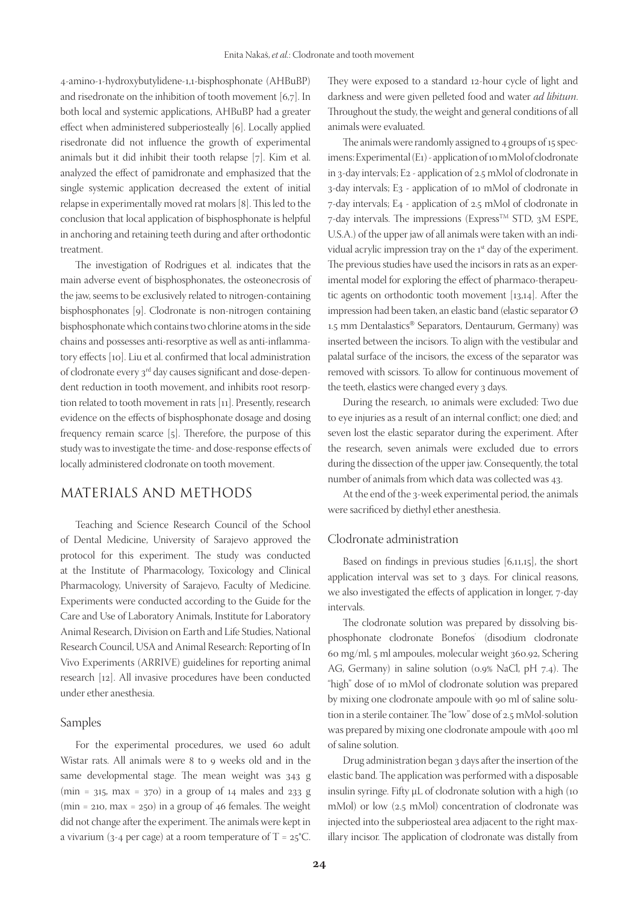4-amino-1-hydroxybutylidene-1,1-bisphosphonate (AHBuBP) and risedronate on the inhibition of tooth movement [6,7]. In both local and systemic applications, AHBuBP had a greater effect when administered subperiosteally [6]. Locally applied risedronate did not influence the growth of experimental animals but it did inhibit their tooth relapse [7]. Kim et al. analyzed the effect of pamidronate and emphasized that the single systemic application decreased the extent of initial relapse in experimentally moved rat molars [8]. This led to the conclusion that local application of bisphosphonate is helpful in anchoring and retaining teeth during and after orthodontic treatment.

The investigation of Rodrigues et al. indicates that the main adverse event of bisphosphonates, the osteonecrosis of the jaw, seems to be exclusively related to nitrogen-containing bisphosphonates [9]. Clodronate is non-nitrogen containing bisphosphonate which contains two chlorine atoms in the side chains and possesses anti-resorptive as well as anti-inflammatory effects [10]. Liu et al. confirmed that local administration of clodronate every 3rd day causes significant and dose-dependent reduction in tooth movement, and inhibits root resorption related to tooth movement in rats [11]. Presently, research evidence on the effects of bisphosphonate dosage and dosing frequency remain scarce [5]. Therefore, the purpose of this study was to investigate the time- and dose-response effects of locally administered clodronate on tooth movement.

## MATERIALS AND METHODS

Teaching and Science Research Council of the School of Dental Medicine, University of Sarajevo approved the protocol for this experiment. The study was conducted at the Institute of Pharmacology, Toxicology and Clinical Pharmacology, University of Sarajevo, Faculty of Medicine. Experiments were conducted according to the Guide for the Care and Use of Laboratory Animals, Institute for Laboratory Animal Research, Division on Earth and Life Studies, National Research Council, USA and Animal Research: Reporting of In Vivo Experiments (ARRIVE) guidelines for reporting animal research [12]. All invasive procedures have been conducted under ether anesthesia.

### Samples

For the experimental procedures, we used 60 adult Wistar rats. All animals were 8 to 9 weeks old and in the same developmental stage. The mean weight was 343 g (min = 315, max = 370) in a group of 14 males and 233 g (min = 210, max = 250) in a group of 46 females. The weight did not change after the experiment. The animals were kept in a vivarium (3-4 per cage) at a room temperature of T = 25°C. They were exposed to a standard 12-hour cycle of light and darkness and were given pelleted food and water *ad libitum*. Throughout the study, the weight and general conditions of all animals were evaluated.

The animals were randomly assigned to 4 groups of 15 specimens: Experimental (E1) - application of 10 mMol of clodronate in 3-day intervals; E2 - application of 2.5 mMol of clodronate in 3-day intervals; E3 - application of 10 mMol of clodronate in 7-day intervals; E4 - application of 2.5 mMol of clodronate in 7-day intervals. The impressions (Express™ STD, 3M ESPE, U.S.A.) of the upper jaw of all animals were taken with an individual acrylic impression tray on the 1st day of the experiment. The previous studies have used the incisors in rats as an experimental model for exploring the effect of pharmaco-therapeutic agents on orthodontic tooth movement [13,14]. After the impression had been taken, an elastic band (elastic separator Ø 1.5 mm Dentalastics® Separators, Dentaurum, Germany) was inserted between the incisors. To align with the vestibular and palatal surface of the incisors, the excess of the separator was removed with scissors. To allow for continuous movement of the teeth, elastics were changed every 3 days.

During the research, 10 animals were excluded: Two due to eye injuries as a result of an internal conflict; one died; and seven lost the elastic separator during the experiment. After the research, seven animals were excluded due to errors during the dissection of the upper jaw. Consequently, the total number of animals from which data was collected was 43.

At the end of the 3-week experimental period, the animals were sacrificed by diethyl ether anesthesia.

### Clodronate administration

Based on findings in previous studies [6,11,15], the short application interval was set to 3 days. For clinical reasons, we also investigated the effects of application in longer, 7-day intervals.

The clodronate solution was prepared by dissolving bisphosphonate clodronate Bonefos (disodium clodronate 60 mg/ml, 5 ml ampoules, molecular weight 360.92, Schering AG, Germany) in saline solution (0.9% NaCl, pH 7.4). The "high" dose of 10 mMol of clodronate solution was prepared by mixing one clodronate ampoule with 90 ml of saline solution in a sterile container. The "low" dose of 2.5 mMol-solution was prepared by mixing one clodronate ampoule with 400 ml of saline solution.

Drug administration began 3 days after the insertion of the elastic band. The application was performed with a disposable insulin syringe. Fifty µL of clodronate solution with a high (10 mMol) or low (2.5 mMol) concentration of clodronate was injected into the subperiosteal area adjacent to the right maxillary incisor. The application of clodronate was distally from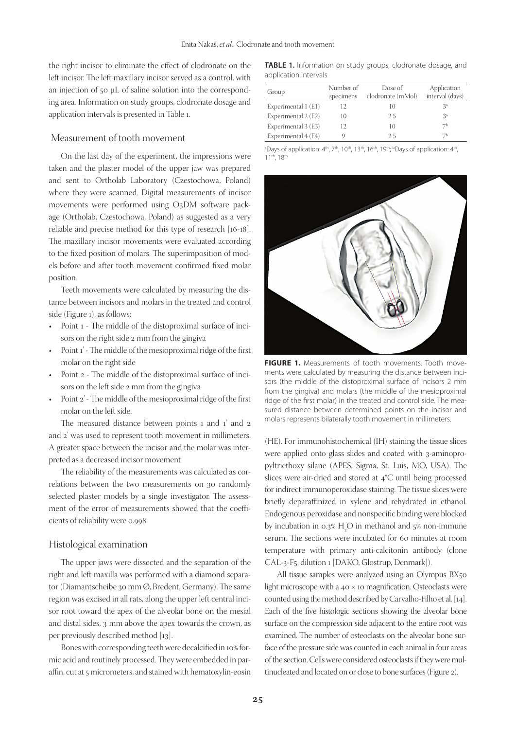the right incisor to eliminate the effect of clodronate on the left incisor. The left maxillary incisor served as a control, with an injection of 50 μL of saline solution into the corresponding area. Information on study groups, clodronate dosage and application intervals is presented in Table 1.

## Measurement of tooth movement

On the last day of the experiment, the impressions were taken and the plaster model of the upper jaw was prepared and sent to Ortholab Laboratory (Czestochowa, Poland) where they were scanned. Digital measurements of incisor movements were performed using O3DM software package (Ortholab, Czestochowa, Poland) as suggested as a very reliable and precise method for this type of research [16-18]. The maxillary incisor movements were evaluated according to the fixed position of molars. The superimposition of models before and after tooth movement confirmed fixed molar position.

Teeth movements were calculated by measuring the distance between incisors and molars in the treated and control side (Figure 1), as follows:

- Point 1 - The middle of the distoproximal surface of incisors on the right side 2 mm from the gingiva
- Point 1' - The middle of the mesioproximal ridge of the first molar on the right side
- Point 2 - The middle of the distoproximal surface of incisors on the left side 2 mm from the gingiva
- Point 2' - The middle of the mesioproximal ridge of the first molar on the left side.

The measured distance between points 1 and 1' and 2 and 2' was used to represent tooth movement in millimeters. A greater space between the incisor and the molar was interpreted as a decreased incisor movement.

The reliability of the measurements was calculated as correlations between the two measurements on 30 randomly selected plaster models by a single investigator. The assessment of the error of measurements showed that the coefficients of reliability were 0.998.

## Histological examination

The upper jaws were dissected and the separation of the right and left maxilla was performed with a diamond separator (Diamantscheibe 30 mm Ø, Bredent, Germany). The same region was excised in all rats, along the upper left central incisor root toward the apex of the alveolar bone on the mesial and distal sides, 3 mm above the apex towards the crown, as per previously described method [13].

Bones with corresponding teeth were decalcified in 10% formic acid and routinely processed. They were embedded in paraffin, cut at 5 micrometers, and stained with hematoxylin-eosin (HE). For immunohistochemical (IH) staining the tissue slices were applied onto glass slides and coated with 3-aminopropyltriethoxy silane (APES, Sigma, St. Luis, MO, USA). The slices were air-dried and stored at 4°C until being processed for indirect immunoperoxidase staining. The tissue slices were briefly deparaffinized in xylene and rehydrated in ethanol. Endogenous peroxidase and nonspecific binding were blocked by incubation in 0.3% $H_2O$ in methanol and 5% non-immune serum. The sections were incubated for 60 minutes at room temperature with primary anti-calcitonin antibody (clone CAL-3-F5, dilution 1 [DAKO, Glostrup, Denmark]).

All tissue samples were analyzed using an Olympus BX50 light microscope with a 40 × 10 magnification. Osteoclasts were counted using the method described by Carvalho-Filho et al. [14]. Each of the five histologic sections showing the alveolar bone surface on the compression side adjacent to the entire root was examined. The number of osteoclasts on the alveolar bone surface of the pressure side was counted in each animal in four areas of the section. Cells were considered osteoclasts if they were multinucleated and located on or close to bone surfaces (Figure 2).

**TABLE 1.** Information on study groups, clodronate dosage, and application intervals

| Group | Number of specimens | Dose of clodronate (mMol) | Application interval (days) |
|---|---|---|---|
| Experimental 1 (E1) | 12 | 10 | 3[a] |
| Experimental 2 (E2) | 10 | 2.5 | 3[a] |
| Experimental 3 (E3) | 12 | 10 | 7[b] |
| Experimental 4 (E4) | 9 | 2.5 | 7[b] |

[a]Days of application: 4th, 7th, 10th, 13th, 16th, 19th; [b]Days of application: 4th, 11th, 18th

**FIGURE 1.** Measurements of tooth movements. Tooth movements were calculated by measuring the distance between incisors (the middle of the distoproximal surface of incisors 2 mm from the gingiva) and molars (the middle of the mesioproximal ridge of the first molar) in the treated and control side. The measured distance between determined points on the incisor and molars represents bilaterally tooth movement in millimeters.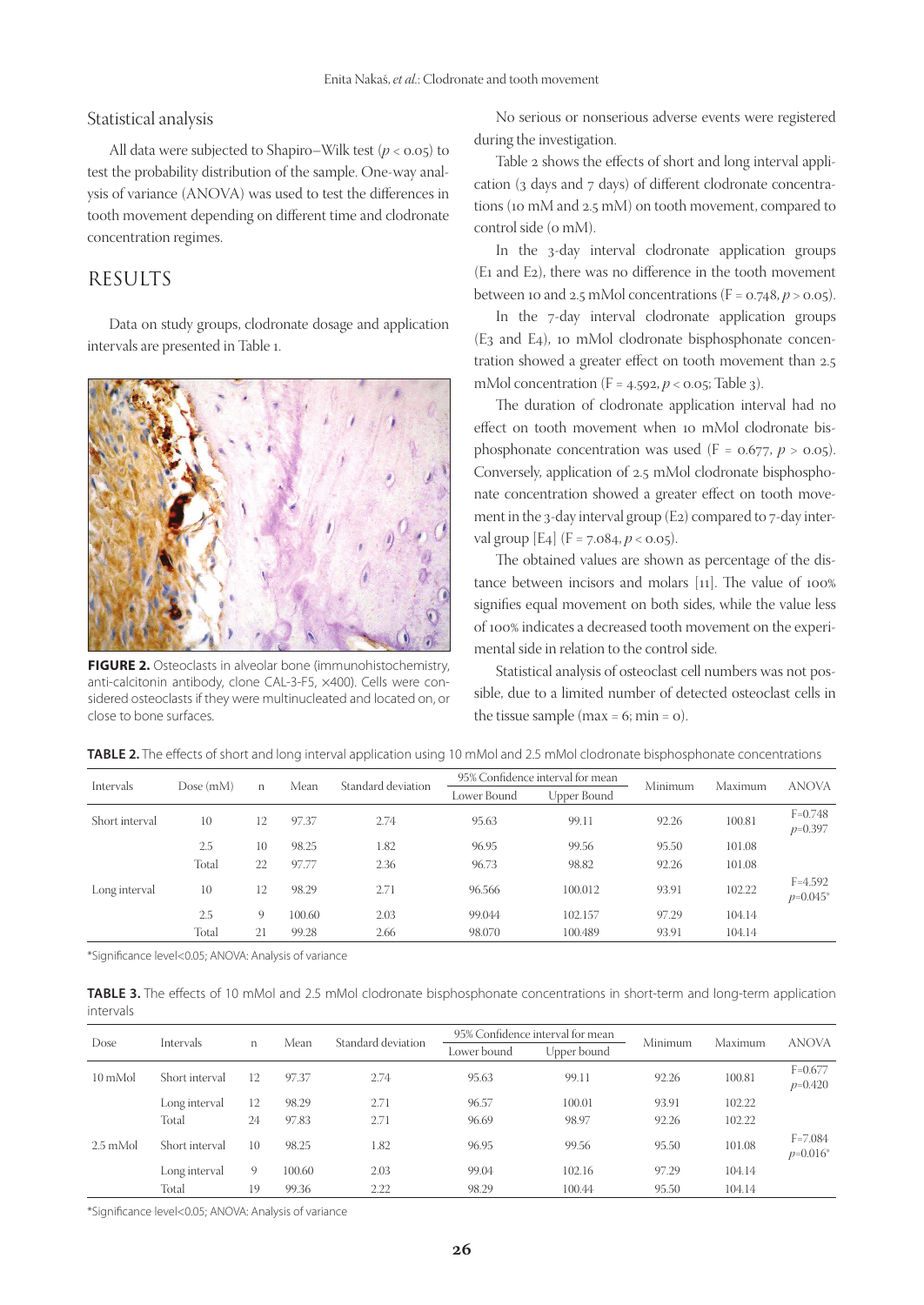## Statistical analysis

All data were subjected to Shapiro–Wilk test ($p < 0.05$) to test the probability distribution of the sample. One-way analysis of variance (ANOVA) was used to test the differences in tooth movement depending on different time and clodronate concentration regimes.

# RESULTS

Data on study groups, clodronate dosage and application intervals are presented in Table 1.

**FIGURE 2.** Osteoclasts in alveolar bone (immunohistochemistry, anti-calcitonin antibody, clone CAL-3-F5, ×400). Cells were considered osteoclasts if they were multinucleated and located on, or close to bone surfaces.

No serious or nonserious adverse events were registered during the investigation.

Table 2 shows the effects of short and long interval application (3 days and 7 days) of different clodronate concentrations (10 mM and 2.5 mM) on tooth movement, compared to control side (0 mM).

In the 3-day interval clodronate application groups (E1 and E2), there was no difference in the tooth movement between 10 and 2.5 mMol concentrations ($F = 0.748$, $p > 0.05$).

In the 7-day interval clodronate application groups (E3 and E4), 10 mMol clodronate bisphosphonate concentration showed a greater effect on tooth movement than 2.5 mMol concentration ($F = 4.592$, $p < 0.05$; Table 3).

The duration of clodronate application interval had no effect on tooth movement when 10 mMol clodronate bisphosphonate concentration was used ($F = 0.677$, $p > 0.05$). Conversely, application of 2.5 mMol clodronate bisphosphonate concentration showed a greater effect on tooth movement in the 3-day interval group (E2) compared to 7-day interval group [E4] ($F = 7.084$, $p < 0.05$).

The obtained values are shown as percentage of the distance between incisors and molars [11]. The value of 100% signifies equal movement on both sides, while the value less of 100% indicates a decreased tooth movement on the experimental side in relation to the control side.

Statistical analysis of osteoclast cell numbers was not possible, due to a limited number of detected osteoclast cells in the tissue sample (max = 6; min = 0).

**TABLE 2.** The effects of short and long interval application using 10 mMol and 2.5 mMol clodronate bisphosphonate concentrations

| Intervals | Dose (mM) | n | Mean | Standard deviation | 95% Confidence interval for mean | | Minimum | Maximum | ANOVA |
|---|---|---|---|---|---|---|---|---|---|
| | | | | | Lower Bound | Upper Bound | | | |
| Short interval | 10 | 12 | 97.37 | 2.74 | 95.63 | 99.11 | 92.26 | 100.81 | F=0.748 $p$=0.397 |
| | 2.5 | 10 | 98.25 | 1.82 | 96.95 | 99.56 | 95.50 | 101.08 | |
| | Total | 22 | 97.77 | 2.36 | 96.73 | 98.82 | 92.26 | 101.08 | |
| Long interval | 10 | 12 | 98.29 | 2.71 | 96.566 | 100.012 | 93.91 | 102.22 | F=4.592 $p$=0.045* |
| | 2.5 | 9 | 100.60 | 2.03 | 99.044 | 102.157 | 97.29 | 104.14 | |
| | Total | 21 | 99.28 | 2.66 | 98.070 | 100.489 | 93.91 | 104.14 | |

*Significance level<0.05; ANOVA: Analysis of variance

**TABLE 3.** The effects of 10 mMol and 2.5 mMol clodronate bisphosphonate concentrations in short-term and long-term application intervals

| Dose | Intervals | n | Mean | Standard deviation | 95% Confidence interval for mean | | Minimum | Maximum | ANOVA |
|---|---|---|---|---|---|---|---|---|---|
| | | | | | Lower bound | Upper bound | | | |
| 10 mMol | Short interval | 12 | 97.37 | 2.74 | 95.63 | 99.11 | 92.26 | 100.81 | F=0.677 $p$=0.420 |
| | Long interval | 12 | 98.29 | 2.71 | 96.57 | 100.01 | 93.91 | 102.22 | |
| | Total | 24 | 97.83 | 2.71 | 96.69 | 98.97 | 92.26 | 102.22 | |
| 2.5 mMol | Short interval | 10 | 98.25 | 1.82 | 96.95 | 99.56 | 95.50 | 101.08 | F=7.084 $p$=0.016* |
| | Long interval | 9 | 100.60 | 2.03 | 99.04 | 102.16 | 97.29 | 104.14 | |
| | Total | 19 | 99.36 | 2.22 | 98.29 | 100.44 | 95.50 | 104.14 | |

*Significance level<0.05; ANOVA: Analysis of variance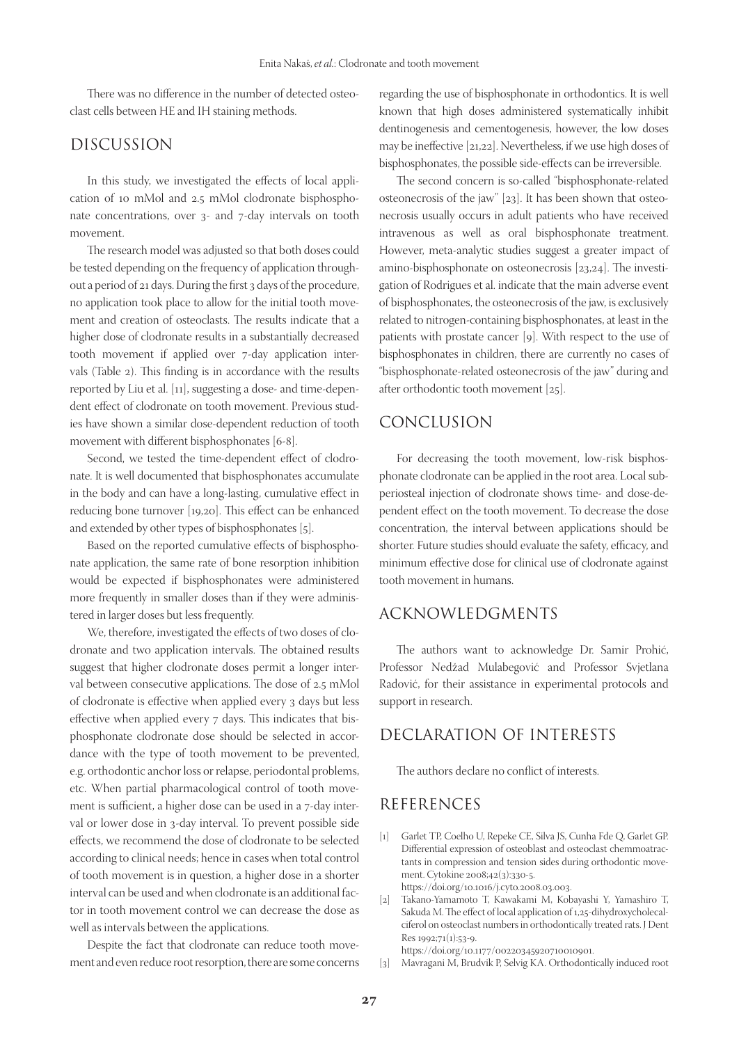There was no difference in the number of detected osteoclast cells between HE and IH staining methods.

## DISCUSSION

In this study, we investigated the effects of local application of 10 mMol and 2.5 mMol clodronate bisphosphonate concentrations, over 3- and 7-day intervals on tooth movement.

The research model was adjusted so that both doses could be tested depending on the frequency of application throughout a period of 21 days. During the first 3 days of the procedure, no application took place to allow for the initial tooth movement and creation of osteoclasts. The results indicate that a higher dose of clodronate results in a substantially decreased tooth movement if applied over 7-day application intervals (Table 2). This finding is in accordance with the results reported by Liu et al. [11], suggesting a dose- and time-dependent effect of clodronate on tooth movement. Previous studies have shown a similar dose-dependent reduction of tooth movement with different bisphosphonates [6-8].

Second, we tested the time-dependent effect of clodronate. It is well documented that bisphosphonates accumulate in the body and can have a long-lasting, cumulative effect in reducing bone turnover [19,20]. This effect can be enhanced and extended by other types of bisphosphonates [5].

Based on the reported cumulative effects of bisphosphonate application, the same rate of bone resorption inhibition would be expected if bisphosphonates were administered more frequently in smaller doses than if they were administered in larger doses but less frequently.

We, therefore, investigated the effects of two doses of clodronate and two application intervals. The obtained results suggest that higher clodronate doses permit a longer interval between consecutive applications. The dose of 2.5 mMol of clodronate is effective when applied every 3 days but less effective when applied every 7 days. This indicates that bisphosphonate clodronate dose should be selected in accordance with the type of tooth movement to be prevented, e.g. orthodontic anchor loss or relapse, periodontal problems, etc. When partial pharmacological control of tooth movement is sufficient, a higher dose can be used in a 7-day interval or lower dose in 3-day interval. To prevent possible side effects, we recommend the dose of clodronate to be selected according to clinical needs; hence in cases when total control of tooth movement is in question, a higher dose in a shorter interval can be used and when clodronate is an additional factor in tooth movement control we can decrease the dose as well as intervals between the applications.

Despite the fact that clodronate can reduce tooth movement and even reduce root resorption, there are some concerns regarding the use of bisphosphonate in orthodontics. It is well known that high doses administered systematically inhibit dentinogenesis and cementogenesis, however, the low doses may be ineffective [21,22]. Nevertheless, if we use high doses of bisphosphonates, the possible side-effects can be irreversible.

The second concern is so-called "bisphosphonate-related osteonecrosis of the jaw" [23]. It has been shown that osteonecrosis usually occurs in adult patients who have received intravenous as well as oral bisphosphonate treatment. However, meta-analytic studies suggest a greater impact of amino-bisphosphonate on osteonecrosis [23,24]. The investigation of Rodrigues et al. indicate that the main adverse event of bisphosphonates, the osteonecrosis of the jaw, is exclusively related to nitrogen-containing bisphosphonates, at least in the patients with prostate cancer [9]. With respect to the use of bisphosphonates in children, there are currently no cases of "bisphosphonate-related osteonecrosis of the jaw" during and after orthodontic tooth movement [25].

## CONCLUSION

For decreasing the tooth movement, low-risk bisphosphonate clodronate can be applied in the root area. Local subperiosteal injection of clodronate shows time- and dose-dependent effect on the tooth movement. To decrease the dose concentration, the interval between applications should be shorter. Future studies should evaluate the safety, efficacy, and minimum effective dose for clinical use of clodronate against tooth movement in humans.

## ACKNOWLEDGMENTS

The authors want to acknowledge Dr. Samir Prohić, Professor Nedžad Mulabegović and Professor Svjetlana Radović, for their assistance in experimental protocols and support in research.

## DECLARATION OF INTERESTS

The authors declare no conflict of interests.

## REFERENCES

[1] Garlet TP, Coelho U, Repeke CE, Silva JS, Cunha Fde Q, Garlet GP. Differential expression of osteoblast and osteoclast chemmoatractants in compression and tension sides during orthodontic movement. Cytokine 2008;42(3):330-5. https://doi.org/10.1016/j.cyto.2008.03.003.

[2] Takano-Yamamoto T, Kawakami M, Kobayashi Y, Yamashiro T, Sakuda M. The effect of local application of 1,25-dihydroxycholecalciferol on osteoclast numbers in orthodontically treated rats. J Dent Res 1992;71(1):53-9. https://doi.org/10.1177/00220345920710010901.

[3] Mavragani M, Brudvik P, Selvig KA. Orthodontically induced root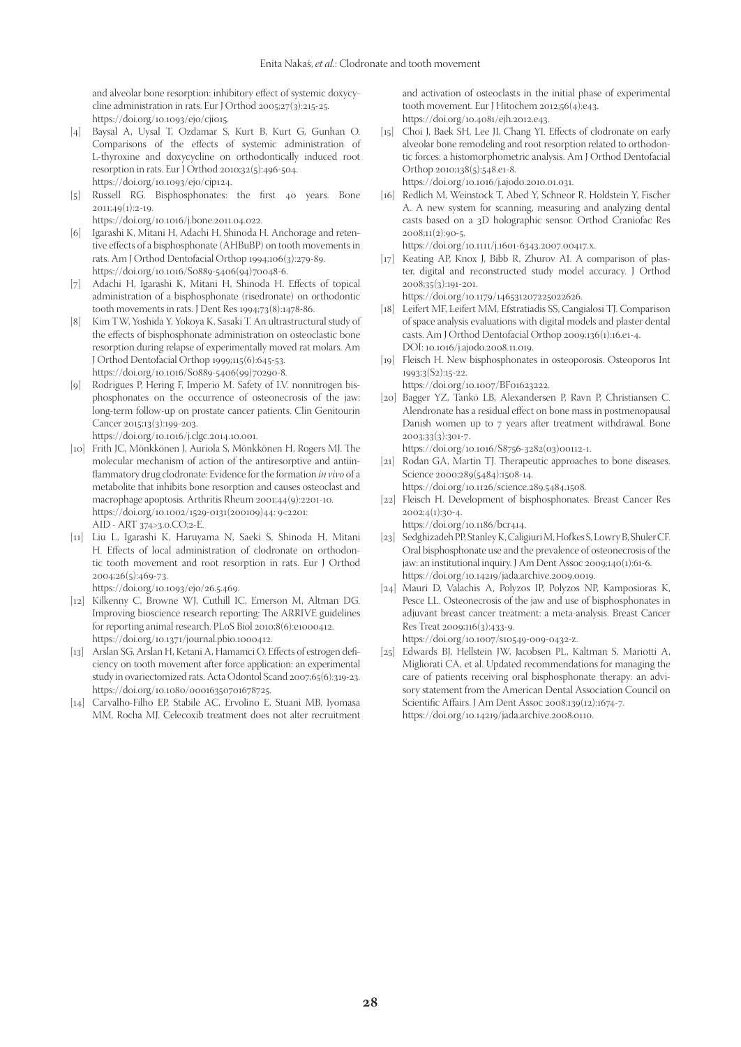and alveolar bone resorption: inhibitory effect of systemic doxycycline administration in rats. Eur J Orthod 2005;27(3):215-25. https://doi.org/10.1093/ejo/cji015.

[4] Baysal A, Uysal T, Ozdamar S, Kurt B, Kurt G, Gunhan O. Comparisons of the effects of systemic administration of L-thyroxine and doxycycline on orthodontically induced root resorption in rats. Eur J Orthod 2010;32(5):496-504. https://doi.org/10.1093/ejo/cjp124.

[5] Russell RG. Bisphosphonates: the first 40 years. Bone 2011;49(1):2-19. https://doi.org/10.1016/j.bone.2011.04.022.

[6] Igarashi K, Mitani H, Adachi H, Shinoda H. Anchorage and retentive effects of a bisphosphonate (AHBuBP) on tooth movements in rats. Am J Orthod Dentofacial Orthop 1994;106(3):279-89. https://doi.org/10.1016/S0889-5406(94)70048-6.

[7] Adachi H, Igarashi K, Mitani H, Shinoda H. Effects of topical administration of a bisphosphonate (risedronate) on orthodontic tooth movements in rats. J Dent Res 1994;73(8):1478-86.

[8] Kim TW, Yoshida Y, Yokoya K, Sasaki T. An ultrastructural study of the effects of bisphosphonate administration on osteoclastic bone resorption during relapse of experimentally moved rat molars. Am J Orthod Dentofacial Orthop 1999;115(6):645-53. https://doi.org/10.1016/S0889-5406(99)70290-8.

[9] Rodrigues P, Hering F, Imperio M. Safety of I.V. nonnitrogen bisphosphonates on the occurrence of osteonecrosis of the jaw: long-term follow-up on prostate cancer patients. Clin Genitourin Cancer 2015;13(3):199-203. https://doi.org/10.1016/j.clgc.2014.10.001.

[10] Frith JC, Mönkkönen J, Auriola S, Mönkkönen H, Rogers MJ. The molecular mechanism of action of the antiresorptive and antiinflammatory drug clodronate: Evidence for the formation *in vivo* of a metabolite that inhibits bone resorption and causes osteoclast and macrophage apoptosis. Arthritis Rheum 2001;44(9):2201-10. https://doi.org/10.1002/1529-0131(200109)44: 9<2201: AID - ART 374>3.0.CO;2-E.

[11] Liu L, Igarashi K, Haruyama N, Saeki S, Shinoda H, Mitani H. Effects of local administration of clodronate on orthodontic tooth movement and root resorption in rats. Eur J Orthod 2004;26(5):469-73. https://doi.org/10.1093/ejo/26.5.469.

[12] Kilkenny C, Browne WJ, Cuthill IC, Emerson M, Altman DG. Improving bioscience research reporting: The ARRIVE guidelines for reporting animal research. PLoS Biol 2010;8(6):e1000412. https://doi.org/10.1371/journal.pbio.1000412.

[13] Arslan SG, Arslan H, Ketani A, Hamamci O. Effects of estrogen deficiency on tooth movement after force application: an experimental study in ovariectomized rats. Acta Odontol Scand 2007;65(6):319-23. https://doi.org/10.1080/00016350701678725.

[14] Carvalho-Filho EP, Stabile AC, Ervolino E, Stuani MB, Iyomasa MM, Rocha MJ. Celecoxib treatment does not alter recruitment and activation of osteoclasts in the initial phase of experimental tooth movement. Eur J Hitochem 2012;56(4):e43. https://doi.org/10.4081/ejh.2012.e43.

[15] Choi J, Baek SH, Lee JI, Chang YI. Effects of clodronate on early alveolar bone remodeling and root resorption related to orthodontic forces: a histomorphometric analysis. Am J Orthod Dentofacial Orthop 2010;138(5):548.e1-8. https://doi.org/10.1016/j.ajodo.2010.01.031.

[16] Redlich M, Weinstock T, Abed Y, Schneor R, Holdstein Y, Fischer A. A new system for scanning, measuring and analyzing dental casts based on a 3D holographic sensor. Orthod Craniofac Res 2008;11(2):90-5. https://doi.org/10.1111/j.1601-6343.2007.00417.x.

[17] Keating AP, Knox J, Bibb R, Zhurov AI. A comparison of plaster, digital and reconstructed study model accuracy. J Orthod 2008;35(3):191-201. https://doi.org/10.1179/146531207225022626.

[18] Leifert MF, Leifert MM, Efstratiadis SS, Cangialosi TJ. Comparison of space analysis evaluations with digital models and plaster dental casts. Am J Orthod Dentofacial Orthop 2009;136(1):16.e1-4. DOI: 10.1016/j.ajodo.2008.11.019.

[19] Fleisch H. New bisphosphonates in osteoporosis. Osteoporos Int 1993;3(S2):15-22. https://doi.org/10.1007/BF01623222.

[20] Bagger YZ, Tankó LB, Alexandersen P, Ravn P, Christiansen C. Alendronate has a residual effect on bone mass in postmenopausal Danish women up to 7 years after treatment withdrawal. Bone 2003;33(3):301-7. https://doi.org/10.1016/S8756-3282(03)00112-1.

[21] Rodan GA, Martin TJ. Therapeutic approaches to bone diseases. Science 2000;289(5484):1508-14. https://doi.org/10.1126/science.289.5484.1508.

[22] Fleisch H. Development of bisphosphonates. Breast Cancer Res 2002;4(1):30-4. https://doi.org/10.1186/bcr414.

[23] Sedghizadeh PP, Stanley K, Caligiuri M, Hofkes S, Lowry B, Shuler CF. Oral bisphosphonate use and the prevalence of osteonecrosis of the jaw: an institutional inquiry. J Am Dent Assoc 2009;140(1):61-6. https://doi.org/10.14219/jada.archive.2009.0019.

[24] Mauri D, Valachis A, Polyzos IP, Polyzos NP, Kamposioras K, Pesce LL. Osteonecrosis of the jaw and use of bisphosphonates in adjuvant breast cancer treatment: a meta-analysis. Breast Cancer Res Treat 2009;116(3):433-9. https://doi.org/10.1007/s10549-009-0432-z.

[25] Edwards BJ, Hellstein JW, Jacobsen PL, Kaltman S, Mariotti A, Migliorati CA, et al. Updated recommendations for managing the care of patients receiving oral bisphosphonate therapy: an advisory statement from the American Dental Association Council on Scientific Affairs. J Am Dent Assoc 2008;139(12):1674-7. https://doi.org/10.14219/jada.archive.2008.0110.